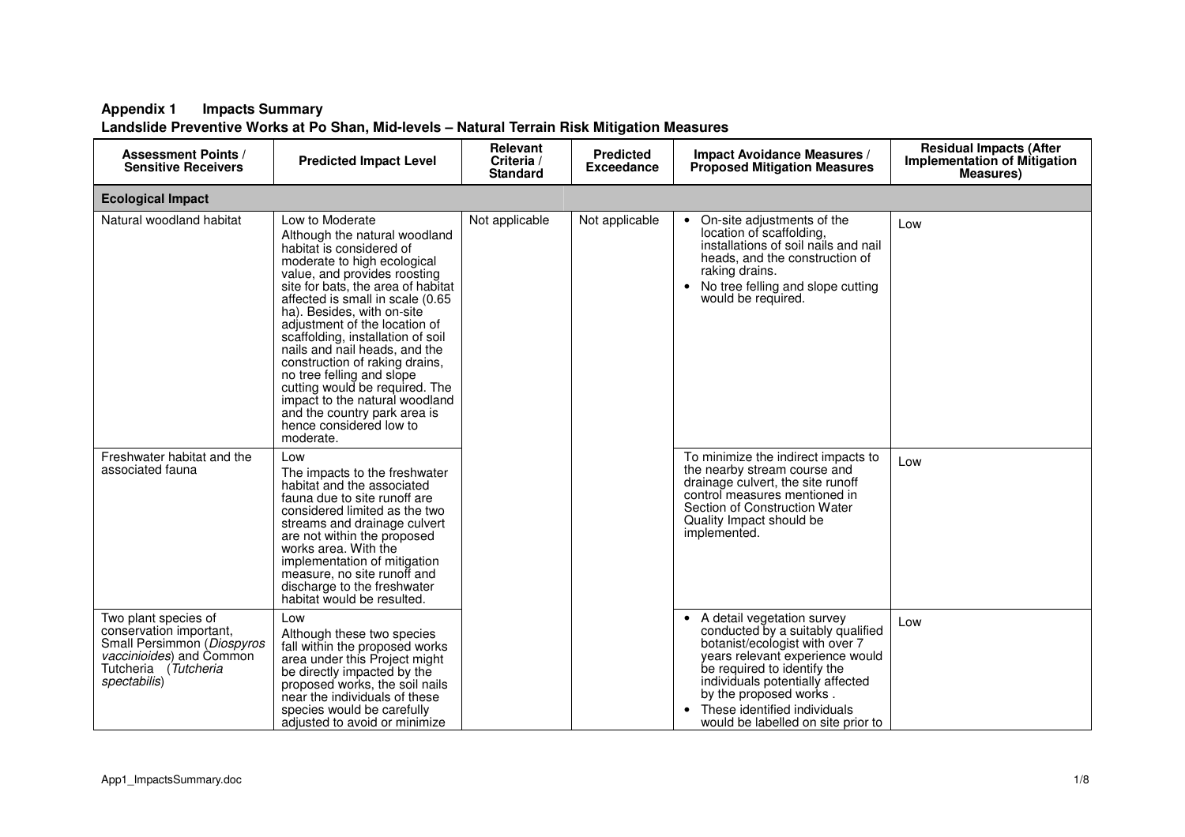## Appendix 1 Impacts Summary

### Landslide Preventive Works at Po Shan, Mid-levels – Natural Terrain Risk Mitigation Measures

| Assessment Points / Sensitive Receivers | Predicted Impact Level | Relevant Criteria / Standard | Predicted Exceedance | Impact Avoidance Measures / Proposed Mitigation Measures | Residual Impacts (After Implementation of Mitigation Measures) |
|---|---|---|---|---|---|
| **Ecological Impact** | | | | | |
| Natural woodland habitat | Low to Moderate<br>Although the natural woodland habitat is considered of moderate to high ecological value, and provides roosting site for bats, the area of habitat affected is small in scale (0.65 ha). Besides, with on-site adjustment of the location of scaffolding, installation of soil nails and nail heads, and the construction of raking drains, no tree felling and slope cutting would be required. The impact to the natural woodland and the country park area is hence considered low to moderate. | Not applicable | Not applicable | • On-site adjustments of the location of scaffolding, installations of soil nails and nail heads, and the construction of raking drains.<br>• No tree felling and slope cutting would be required. | Low |
| Freshwater habitat and the associated fauna | Low<br>The impacts to the freshwater habitat and the associated fauna due to site runoff are considered limited as the two streams and drainage culvert are not within the proposed works area. With the implementation of mitigation measure, no site runoff and discharge to the freshwater habitat would be resulted. | | | To minimize the indirect impacts to the nearby stream course and drainage culvert, the site runoff control measures mentioned in Section of Construction Water Quality Impact should be implemented. | Low |
| Two plant species of conservation important, Small Persimmon (*Diospyros vaccinioides*) and Common Tutcheria (*Tutcheria spectabilis*) | Low<br>Although these two species fall within the proposed works area under this Project might be directly impacted by the proposed works, the soil nails near the individuals of these species would be carefully adjusted to avoid or minimize | | | • A detail vegetation survey conducted by a suitably qualified botanist/ecologist with over 7 years relevant experience would be required to identify the individuals potentially affected by the proposed works .<br>• These identified individuals would be labelled on site prior to | Low |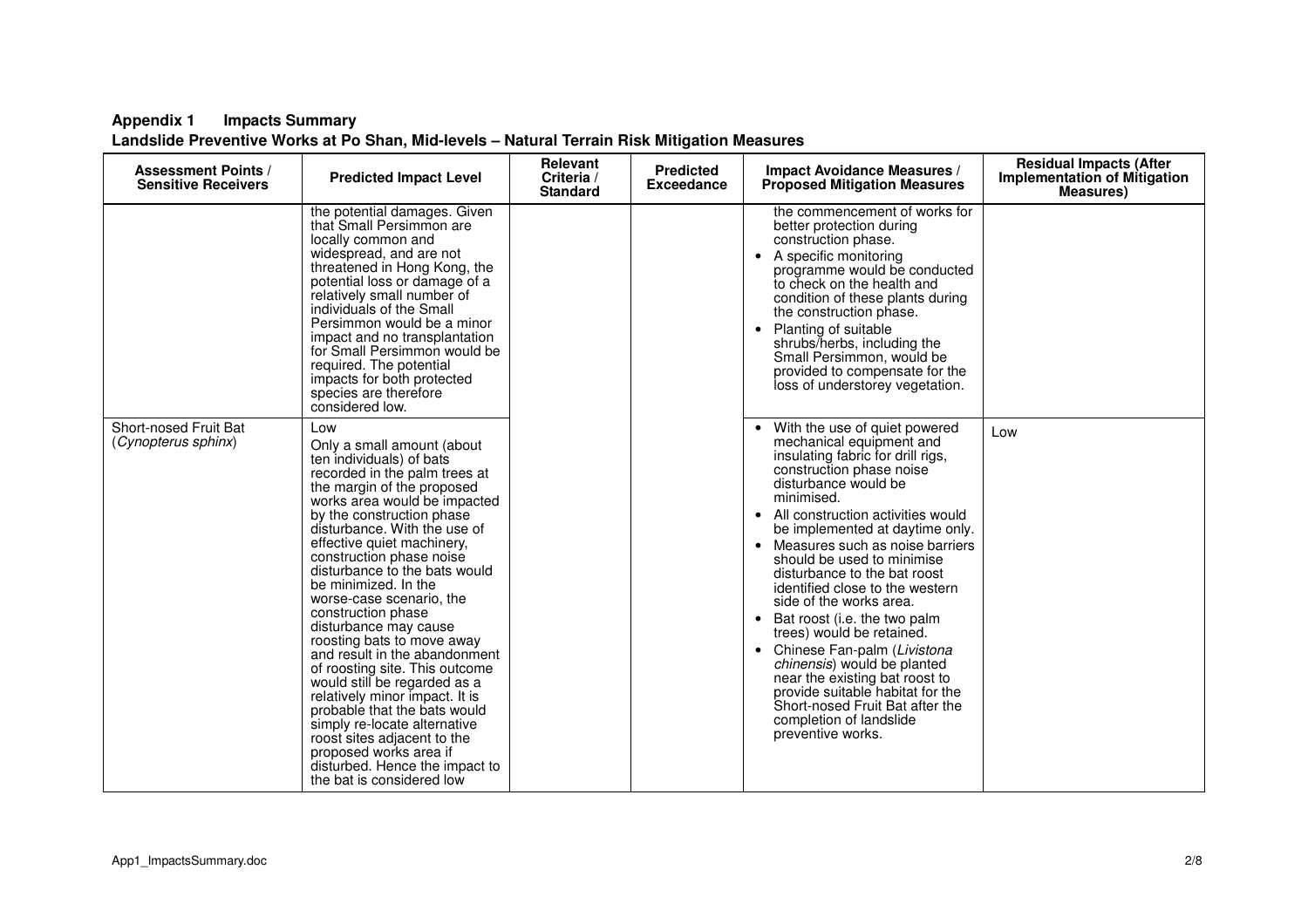**Appendix 1 Impacts Summary**

**Landslide Preventive Works at Po Shan, Mid-levels – Natural Terrain Risk Mitigation Measures**

| Assessment Points / Sensitive Receivers | Predicted Impact Level | Relevant Criteria / Standard | Predicted Exceedance | Impact Avoidance Measures / Proposed Mitigation Measures | Residual Impacts (After Implementation of Mitigation Measures) |
|---|---|---|---|---|---|
| | the potential damages. Given that Small Persimmon are locally common and widespread, and are not threatened in Hong Kong, the potential loss or damage of a relatively small number of individuals of the Small Persimmon would be a minor impact and no transplantation for Small Persimmon would be required. The potential impacts for both protected species are therefore considered low. | | | the commencement of works for better protection during construction phase.<br>• A specific monitoring programme would be conducted to check on the health and condition of these plants during the construction phase.<br>• Planting of suitable shrubs/herbs, including the Small Persimmon, would be provided to compensate for the loss of understorey vegetation. | |
| Short-nosed Fruit Bat (*Cynopterus sphinx*) | Low<br>Only a small amount (about ten individuals) of bats recorded in the palm trees at the margin of the proposed works area would be impacted by the construction phase disturbance. With the use of effective quiet machinery, construction phase noise disturbance to the bats would be minimized. In the worse-case scenario, the construction phase disturbance may cause roosting bats to move away and result in the abandonment of roosting site. This outcome would still be regarded as a relatively minor impact. It is probable that the bats would simply re-locate alternative roost sites adjacent to the proposed works area if disturbed. Hence the impact to the bat is considered low | | | • With the use of quiet powered mechanical equipment and insulating fabric for drill rigs, construction phase noise disturbance would be minimised.<br>• All construction activities would be implemented at daytime only.<br>• Measures such as noise barriers should be used to minimise disturbance to the bat roost identified close to the western side of the works area.<br>• Bat roost (i.e. the two palm trees) would be retained.<br>• Chinese Fan-palm (*Livistona chinensis*) would be planted near the existing bat roost to provide suitable habitat for the Short-nosed Fruit Bat after the completion of landslide preventive works. | Low |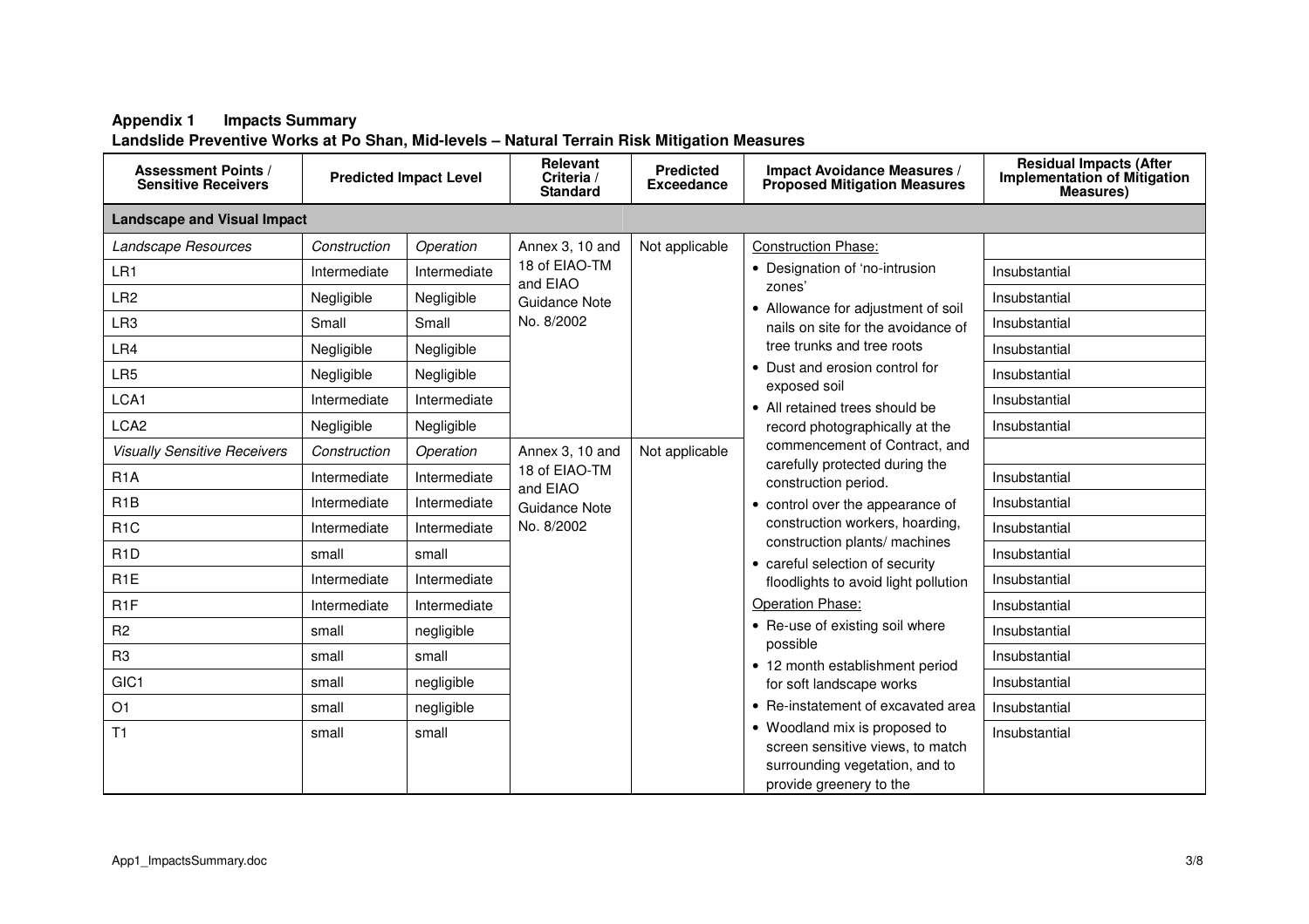**Appendix 1 Impacts Summary**

**Landslide Preventive Works at Po Shan, Mid-levels – Natural Terrain Risk Mitigation Measures**

| Assessment Points / Sensitive Receivers | Predicted Impact Level | | Relevant Criteria / Standard | Predicted Exceedance | Impact Avoidance Measures / Proposed Mitigation Measures | Residual Impacts (After Implementation of Mitigation Measures) |
|---|---|---|---|---|---|---|
| **Landscape and Visual Impact** | | | | | | |
| *Landscape Resources* | *Construction* | *Operation* | Annex 3, 10 and 18 of EIAO-TM and EIAO Guidance Note No. 8/2002 | Not applicable | Construction Phase:<br>• Designation of 'no-intrusion zones'<br>• Allowance for adjustment of soil nails on site for the avoidance of tree trunks and tree roots<br>• Dust and erosion control for exposed soil<br>• All retained trees should be record photographically at the commencement of Contract, and carefully protected during the construction period.<br>• control over the appearance of construction workers, hoarding, construction plants/ machines<br>• careful selection of security floodlights to avoid light pollution<br>Operation Phase:<br>• Re-use of existing soil where possible<br>• 12 month establishment period for soft landscape works<br>• Re-instatement of excavated area<br>• Woodland mix is proposed to screen sensitive views, to match surrounding vegetation, and to provide greenery to the | |
| LR1 | Intermediate | Intermediate | | | | Insubstantial |
| LR2 | Negligible | Negligible | | | | Insubstantial |
| LR3 | Small | Small | | | | Insubstantial |
| LR4 | Negligible | Negligible | | | | Insubstantial |
| LR5 | Negligible | Negligible | | | | Insubstantial |
| LCA1 | Intermediate | Intermediate | | | | Insubstantial |
| LCA2 | Negligible | Negligible | | | | Insubstantial |
| *Visually Sensitive Receivers* | *Construction* | *Operation* | Annex 3, 10 and 18 of EIAO-TM and EIAO Guidance Note No. 8/2002 | Not applicable | | |
| R1A | Intermediate | Intermediate | | | | Insubstantial |
| R1B | Intermediate | Intermediate | | | | Insubstantial |
| R1C | Intermediate | Intermediate | | | | Insubstantial |
| R1D | small | small | | | | Insubstantial |
| R1E | Intermediate | Intermediate | | | | Insubstantial |
| R1F | Intermediate | Intermediate | | | | Insubstantial |
| R2 | small | negligible | | | | Insubstantial |
| R3 | small | small | | | | Insubstantial |
| GIC1 | small | negligible | | | | Insubstantial |
| O1 | small | negligible | | | | Insubstantial |
| T1 | small | small | | | | Insubstantial |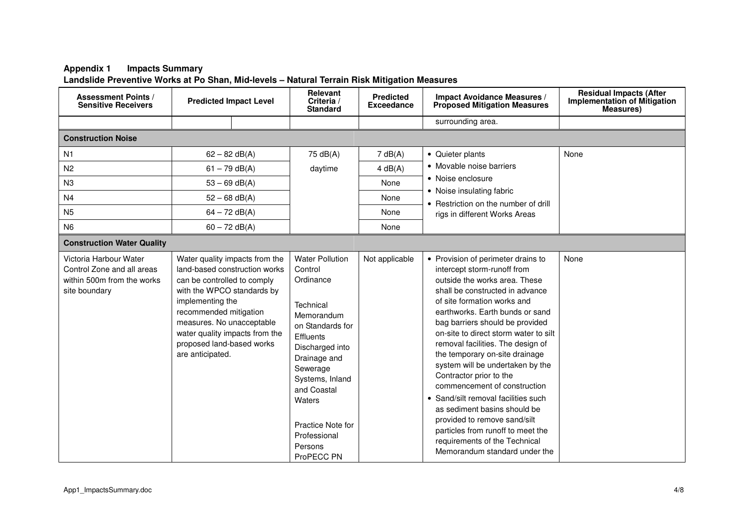**Appendix 1 Impacts Summary**

**Landslide Preventive Works at Po Shan, Mid-levels – Natural Terrain Risk Mitigation Measures**

| Assessment Points / Sensitive Receivers | Predicted Impact Level | | Relevant Criteria / Standard | Predicted Exceedance | Impact Avoidance Measures / Proposed Mitigation Measures | Residual Impacts (After Implementation of Mitigation Measures) |
|---|---|---|---|---|---|---|
| | | | | | surrounding area. | |
| **Construction Noise** | | | | | | |
| N1 | 62 – 82 dB(A) | | 75 dB(A) daytime | 7 dB(A) | • Quieter plants<br>• Movable noise barriers<br>• Noise enclosure<br>• Noise insulating fabric<br>• Restriction on the number of drill rigs in different Works Areas | None |
| N2 | 61 – 79 dB(A) | | | 4 dB(A) | | |
| N3 | 53 – 69 dB(A) | | | None | | |
| N4 | 52 – 68 dB(A) | | | None | | |
| N5 | 64 – 72 dB(A) | | | None | | |
| N6 | 60 – 72 dB(A) | | | None | | |
| **Construction Water Quality** | | | | | | |
| Victoria Harbour Water Control Zone and all areas within 500m from the works site boundary | Water quality impacts from the land-based construction works can be controlled to comply with the WPCO standards by implementing the recommended mitigation measures. No unacceptable water quality impacts from the proposed land-based works are anticipated. | | Water Pollution Control Ordinance<br><br>Technical Memorandum on Standards for Effluents Discharged into Drainage and Sewerage Systems, Inland and Coastal Waters<br><br>Practice Note for Professional Persons ProPECC PN | Not applicable | • Provision of perimeter drains to intercept storm-runoff from outside the works area. These shall be constructed in advance of site formation works and earthworks. Earth bunds or sand bag barriers should be provided on-site to direct storm water to silt removal facilities. The design of the temporary on-site drainage system will be undertaken by the Contractor prior to the commencement of construction<br>• Sand/silt removal facilities such as sediment basins should be provided to remove sand/silt particles from runoff to meet the requirements of the Technical Memorandum standard under the | None |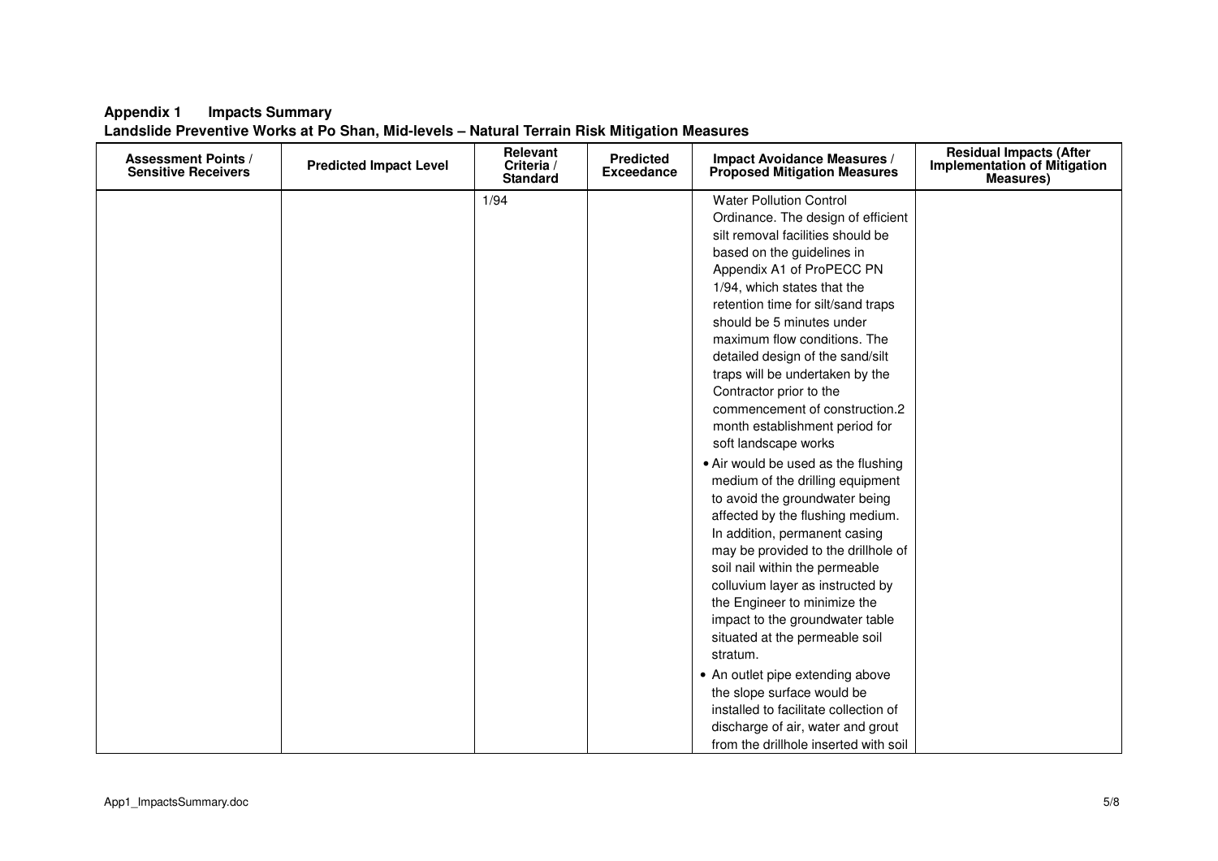**Appendix 1 Impacts Summary**
**Landslide Preventive Works at Po Shan, Mid-levels – Natural Terrain Risk Mitigation Measures**

| Assessment Points / Sensitive Receivers | Predicted Impact Level | Relevant Criteria / Standard | Predicted Exceedance | Impact Avoidance Measures / Proposed Mitigation Measures | Residual Impacts (After Implementation of Mitigation Measures) |
|---|---|---|---|---|---|
| | | 1/94 | | Water Pollution Control Ordinance. The design of efficient silt removal facilities should be based on the guidelines in Appendix A1 of ProPECC PN 1/94, which states that the retention time for silt/sand traps should be 5 minutes under maximum flow conditions. The detailed design of the sand/silt traps will be undertaken by the Contractor prior to the commencement of construction.2 month establishment period for soft landscape works<br>• Air would be used as the flushing medium of the drilling equipment to avoid the groundwater being affected by the flushing medium. In addition, permanent casing may be provided to the drillhole of soil nail within the permeable colluvium layer as instructed by the Engineer to minimize the impact to the groundwater table situated at the permeable soil stratum.<br>• An outlet pipe extending above the slope surface would be installed to facilitate collection of discharge of air, water and grout from the drillhole inserted with soil | |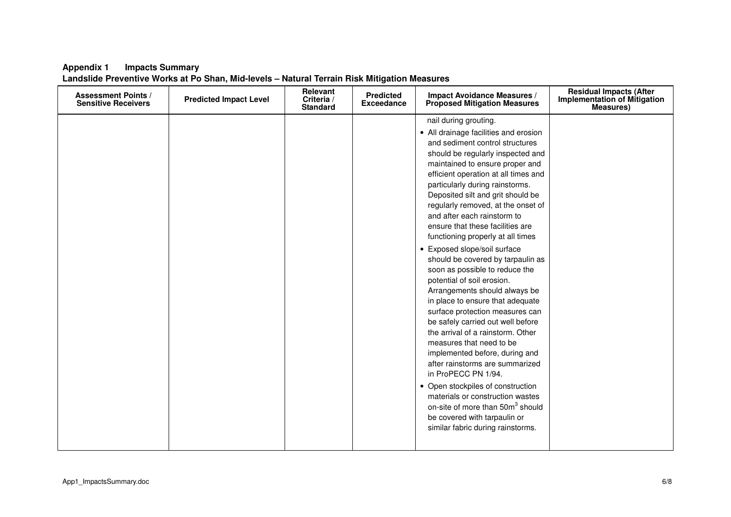**Appendix 1 Impacts Summary**
**Landslide Preventive Works at Po Shan, Mid-levels – Natural Terrain Risk Mitigation Measures**

| Assessment Points / Sensitive Receivers | Predicted Impact Level | Relevant Criteria / Standard | Predicted Exceedance | Impact Avoidance Measures / Proposed Mitigation Measures | Residual Impacts (After Implementation of Mitigation Measures) |
|---|---|---|---|---|---|
| | | | | nail during grouting.<br>• All drainage facilities and erosion and sediment control structures should be regularly inspected and maintained to ensure proper and efficient operation at all times and particularly during rainstorms. Deposited silt and grit should be regularly removed, at the onset of and after each rainstorm to ensure that these facilities are functioning properly at all times<br>• Exposed slope/soil surface should be covered by tarpaulin as soon as possible to reduce the potential of soil erosion. Arrangements should always be in place to ensure that adequate surface protection measures can be safely carried out well before the arrival of a rainstorm. Other measures that need to be implemented before, during and after rainstorms are summarized in ProPECC PN 1/94.<br>• Open stockpiles of construction materials or construction wastes on-site of more than $50m^3$ should be covered with tarpaulin or similar fabric during rainstorms. | |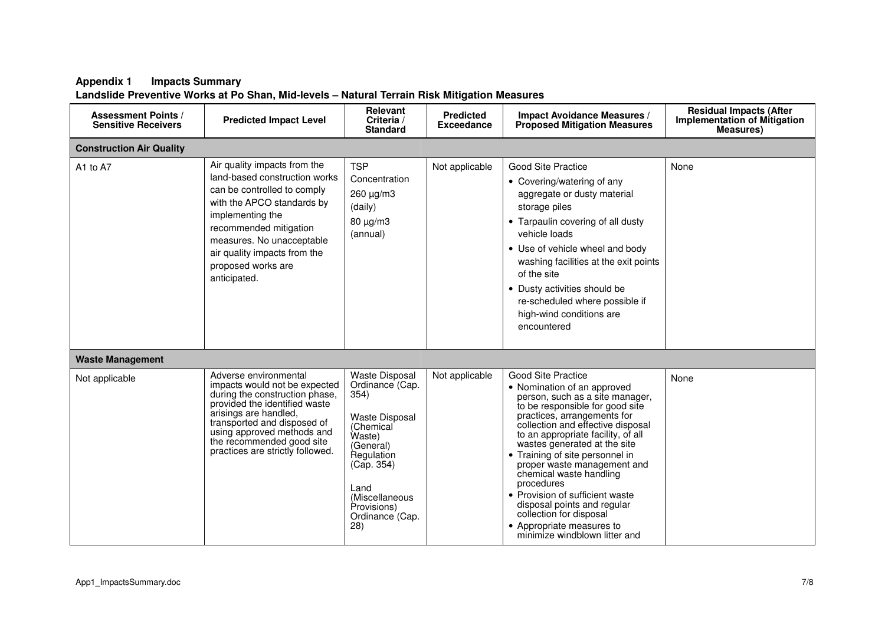**Appendix 1 Impacts Summary**

**Landslide Preventive Works at Po Shan, Mid-levels – Natural Terrain Risk Mitigation Measures**

| Assessment Points / Sensitive Receivers | Predicted Impact Level | Relevant Criteria / Standard | Predicted Exceedance | Impact Avoidance Measures / Proposed Mitigation Measures | Residual Impacts (After Implementation of Mitigation Measures) |
|---|---|---|---|---|---|
| **Construction Air Quality** | | | | | |
| A1 to A7 | Air quality impacts from the land-based construction works can be controlled to comply with the APCO standards by implementing the recommended mitigation measures. No unacceptable air quality impacts from the proposed works are anticipated. | TSP Concentration 260 µg/m3 (daily) 80 µg/m3 (annual) | Not applicable | Good Site Practice<br>• Covering/watering of any aggregate or dusty material storage piles<br>• Tarpaulin covering of all dusty vehicle loads<br>• Use of vehicle wheel and body washing facilities at the exit points of the site<br>• Dusty activities should be re-scheduled where possible if high-wind conditions are encountered | None |
| **Waste Management** | | | | | |
| Not applicable | Adverse environmental impacts would not be expected during the construction phase, provided the identified waste arisings are handled, transported and disposed of using approved methods and the recommended good site practices are strictly followed. | Waste Disposal Ordinance (Cap. 354)<br><br>Waste Disposal (Chemical Waste) (General) Regulation (Cap. 354)<br><br>Land (Miscellaneous Provisions) Ordinance (Cap. 28) | Not applicable | Good Site Practice<br>• Nomination of an approved person, such as a site manager, to be responsible for good site practices, arrangements for collection and effective disposal to an appropriate facility, of all wastes generated at the site<br>• Training of site personnel in proper waste management and chemical waste handling procedures<br>• Provision of sufficient waste disposal points and regular collection for disposal<br>• Appropriate measures to minimize windblown litter and | None |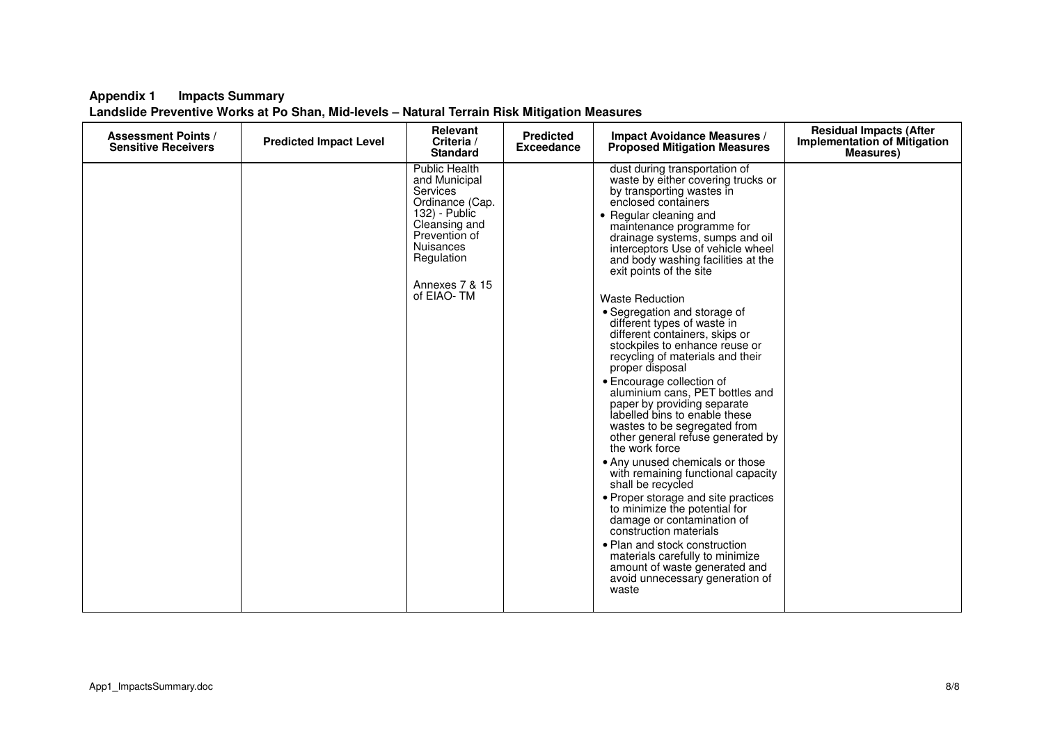**Appendix 1 Impacts Summary**

**Landslide Preventive Works at Po Shan, Mid-levels – Natural Terrain Risk Mitigation Measures**

| Assessment Points / Sensitive Receivers | Predicted Impact Level | Relevant Criteria / Standard | Predicted Exceedance | Impact Avoidance Measures / Proposed Mitigation Measures | Residual Impacts (After Implementation of Mitigation Measures) |
|---|---|---|---|---|---|
| | | Public Health and Municipal Services Ordinance (Cap. 132) - Public Cleansing and Prevention of Nuisances Regulation<br><br>Annexes 7 & 15 of EIAO- TM | | dust during transportation of waste by either covering trucks or by transporting wastes in enclosed containers<br>• Regular cleaning and maintenance programme for drainage systems, sumps and oil interceptors Use of vehicle wheel and body washing facilities at the exit points of the site<br><br>Waste Reduction<br>• Segregation and storage of different types of waste in different containers, skips or stockpiles to enhance reuse or recycling of materials and their proper disposal<br>• Encourage collection of aluminium cans, PET bottles and paper by providing separate labelled bins to enable these wastes to be segregated from other general refuse generated by the work force<br>• Any unused chemicals or those with remaining functional capacity shall be recycled<br>• Proper storage and site practices to minimize the potential for damage or contamination of construction materials<br>• Plan and stock construction materials carefully to minimize amount of waste generated and avoid unnecessary generation of waste | |